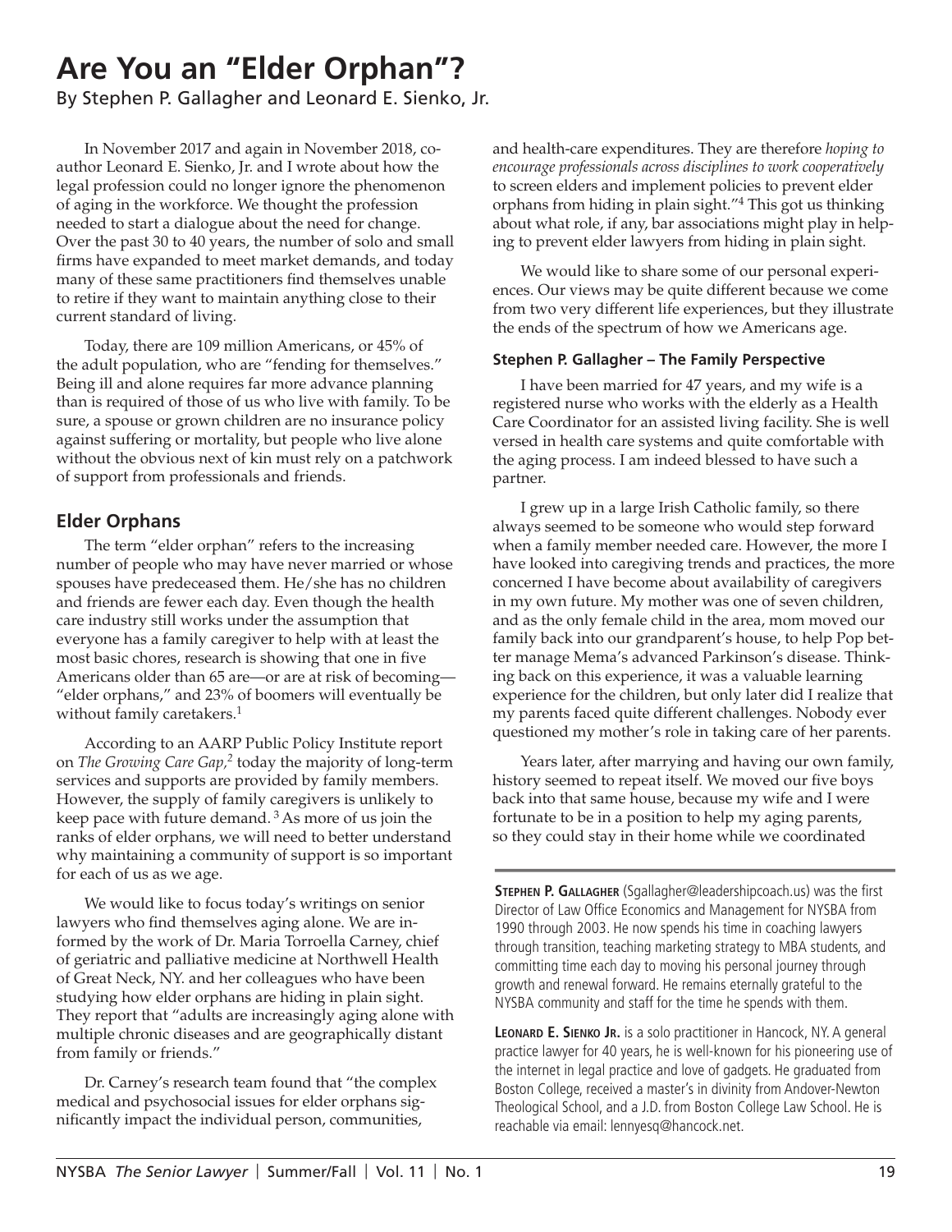# Are You an "Elder Orphan"?

By Stephen P. Gallagher and Leonard E. Sienko, Jr.

In November 2017 and again in November 2018, co-author Leonard E. Sienko, Jr. and I wrote about how the legal profession could no longer ignore the phenomenon of aging in the workforce. We thought the profession needed to start a dialogue about the need for change. Over the past 30 to 40 years, the number of solo and small firms have expanded to meet market demands, and today many of these same practitioners find themselves unable to retire if they want to maintain anything close to their current standard of living.

Today, there are 109 million Americans, or 45% of the adult population, who are "fending for themselves." Being ill and alone requires far more advance planning than is required of those of us who live with family. To be sure, a spouse or grown children are no insurance policy against suffering or mortality, but people who live alone without the obvious next of kin must rely on a patchwork of support from professionals and friends.

## Elder Orphans

The term "elder orphan" refers to the increasing number of people who may have never married or whose spouses have predeceased them. He/she has no children and friends are fewer each day. Even though the health care industry still works under the assumption that everyone has a family caregiver to help with at least the most basic chores, research is showing that one in five Americans older than 65 are—or are at risk of becoming—"elder orphans," and 23% of boomers will eventually be without family caretakers.[1]

According to an AARP Public Policy Institute report on *The Growing Care Gap,*[2] today the majority of long-term services and supports are provided by family members. However, the supply of family caregivers is unlikely to keep pace with future demand. [3] As more of us join the ranks of elder orphans, we will need to better understand why maintaining a community of support is so important for each of us as we age.

We would like to focus today's writings on senior lawyers who find themselves aging alone. We are informed by the work of Dr. Maria Torroella Carney, chief of geriatric and palliative medicine at Northwell Health of Great Neck, NY. and her colleagues who have been studying how elder orphans are hiding in plain sight. They report that "adults are increasingly aging alone with multiple chronic diseases and are geographically distant from family or friends."

Dr. Carney's research team found that "the complex medical and psychosocial issues for elder orphans significantly impact the individual person, communities, and health-care expenditures. They are therefore *hoping to encourage professionals across disciplines to work cooperatively* to screen elders and implement policies to prevent elder orphans from hiding in plain sight."[4] This got us thinking about what role, if any, bar associations might play in helping to prevent elder lawyers from hiding in plain sight.

We would like to share some of our personal experiences. Our views may be quite different because we come from two very different life experiences, but they illustrate the ends of the spectrum of how we Americans age.

### Stephen P. Gallagher – The Family Perspective

I have been married for 47 years, and my wife is a registered nurse who works with the elderly as a Health Care Coordinator for an assisted living facility. She is well versed in health care systems and quite comfortable with the aging process. I am indeed blessed to have such a partner.

I grew up in a large Irish Catholic family, so there always seemed to be someone who would step forward when a family member needed care. However, the more I have looked into caregiving trends and practices, the more concerned I have become about availability of caregivers in my own future. My mother was one of seven children, and as the only female child in the area, mom moved our family back into our grandparent's house, to help Pop better manage Mema's advanced Parkinson's disease. Thinking back on this experience, it was a valuable learning experience for the children, but only later did I realize that my parents faced quite different challenges. Nobody ever questioned my mother's role in taking care of her parents.

Years later, after marrying and having our own family, history seemed to repeat itself. We moved our five boys back into that same house, because my wife and I were fortunate to be in a position to help my aging parents, so they could stay in their home while we coordinated

---

**Stephen P. Gallagher** (Sgallagher@leadershipcoach.us) was the first Director of Law Office Economics and Management for NYSBA from 1990 through 2003. He now spends his time in coaching lawyers through transition, teaching marketing strategy to MBA students, and committing time each day to moving his personal journey through growth and renewal forward. He remains eternally grateful to the NYSBA community and staff for the time he spends with them.

**Leonard E. Sienko Jr.** is a solo practitioner in Hancock, NY. A general practice lawyer for 40 years, he is well-known for his pioneering use of the internet in legal practice and love of gadgets. He graduated from Boston College, received a master's in divinity from Andover-Newton Theological School, and a J.D. from Boston College Law School. He is reachable via email: lennyesq@hancock.net.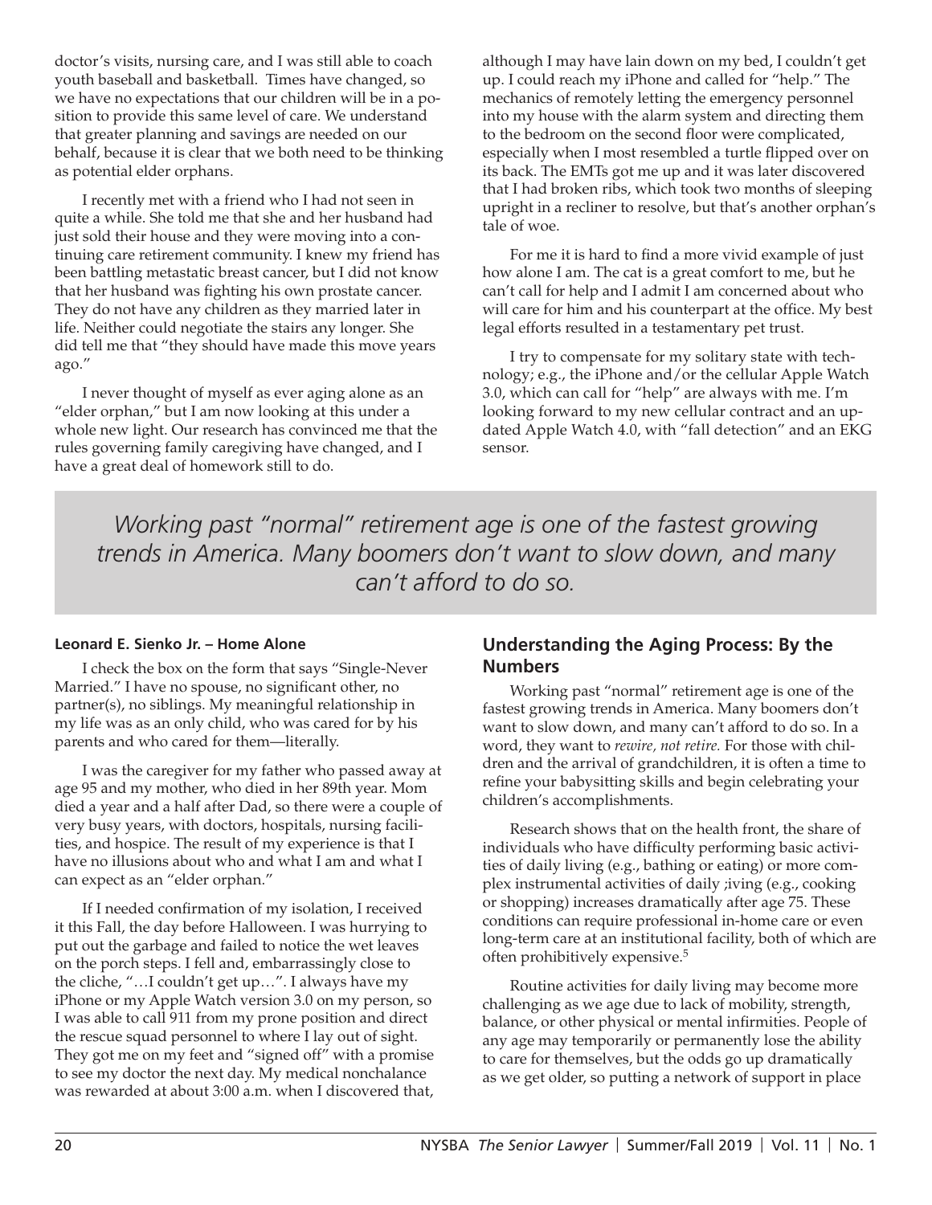doctor's visits, nursing care, and I was still able to coach youth baseball and basketball. Times have changed, so we have no expectations that our children will be in a position to provide this same level of care. We understand that greater planning and savings are needed on our behalf, because it is clear that we both need to be thinking as potential elder orphans.

I recently met with a friend who I had not seen in quite a while. She told me that she and her husband had just sold their house and they were moving into a continuing care retirement community. I knew my friend has been battling metastatic breast cancer, but I did not know that her husband was fighting his own prostate cancer. They do not have any children as they married later in life. Neither could negotiate the stairs any longer. She did tell me that "they should have made this move years ago."

I never thought of myself as ever aging alone as an "elder orphan," but I am now looking at this under a whole new light. Our research has convinced me that the rules governing family caregiving have changed, and I have a great deal of homework still to do.

**Leonard E. Sienko Jr. – Home Alone**

I check the box on the form that says "Single-Never Married." I have no spouse, no significant other, no partner(s), no siblings. My meaningful relationship in my life was as an only child, who was cared for by his parents and who cared for them—literally.

I was the caregiver for my father who passed away at age 95 and my mother, who died in her 89th year. Mom died a year and a half after Dad, so there were a couple of very busy years, with doctors, hospitals, nursing facilities, and hospice. The result of my experience is that I have no illusions about who and what I am and what I can expect as an "elder orphan."

If I needed confirmation of my isolation, I received it this Fall, the day before Halloween. I was hurrying to put out the garbage and failed to notice the wet leaves on the porch steps. I fell and, embarrassingly close to the cliche, "…I couldn't get up…". I always have my iPhone or my Apple Watch version 3.0 on my person, so I was able to call 911 from my prone position and direct the rescue squad personnel to where I lay out of sight. They got me on my feet and "signed off" with a promise to see my doctor the next day. My medical nonchalance was rewarded at about 3:00 a.m. when I discovered that, although I may have lain down on my bed, I couldn't get up. I could reach my iPhone and called for "help." The mechanics of remotely letting the emergency personnel into my house with the alarm system and directing them to the bedroom on the second floor were complicated, especially when I most resembled a turtle flipped over on its back. The EMTs got me up and it was later discovered that I had broken ribs, which took two months of sleeping upright in a recliner to resolve, but that's another orphan's tale of woe.

For me it is hard to find a more vivid example of just how alone I am. The cat is a great comfort to me, but he can't call for help and I admit I am concerned about who will care for him and his counterpart at the office. My best legal efforts resulted in a testamentary pet trust.

I try to compensate for my solitary state with technology; e.g., the iPhone and/or the cellular Apple Watch 3.0, which can call for "help" are always with me. I'm looking forward to my new cellular contract and an updated Apple Watch 4.0, with "fall detection" and an EKG sensor.

> *Working past "normal" retirement age is one of the fastest growing trends in America. Many boomers don't want to slow down, and many can't afford to do so.*

## Understanding the Aging Process: By the Numbers

Working past "normal" retirement age is one of the fastest growing trends in America. Many boomers don't want to slow down, and many can't afford to do so. In a word, they want to *rewire, not retire.* For those with children and the arrival of grandchildren, it is often a time to refine your babysitting skills and begin celebrating your children's accomplishments.

Research shows that on the health front, the share of individuals who have difficulty performing basic activities of daily living (e.g., bathing or eating) or more complex instrumental activities of daily ;iving (e.g., cooking or shopping) increases dramatically after age 75. These conditions can require professional in-home care or even long-term care at an institutional facility, both of which are often prohibitively expensive.[5]

Routine activities for daily living may become more challenging as we age due to lack of mobility, strength, balance, or other physical or mental infirmities. People of any age may temporarily or permanently lose the ability to care for themselves, but the odds go up dramatically as we get older, so putting a network of support in place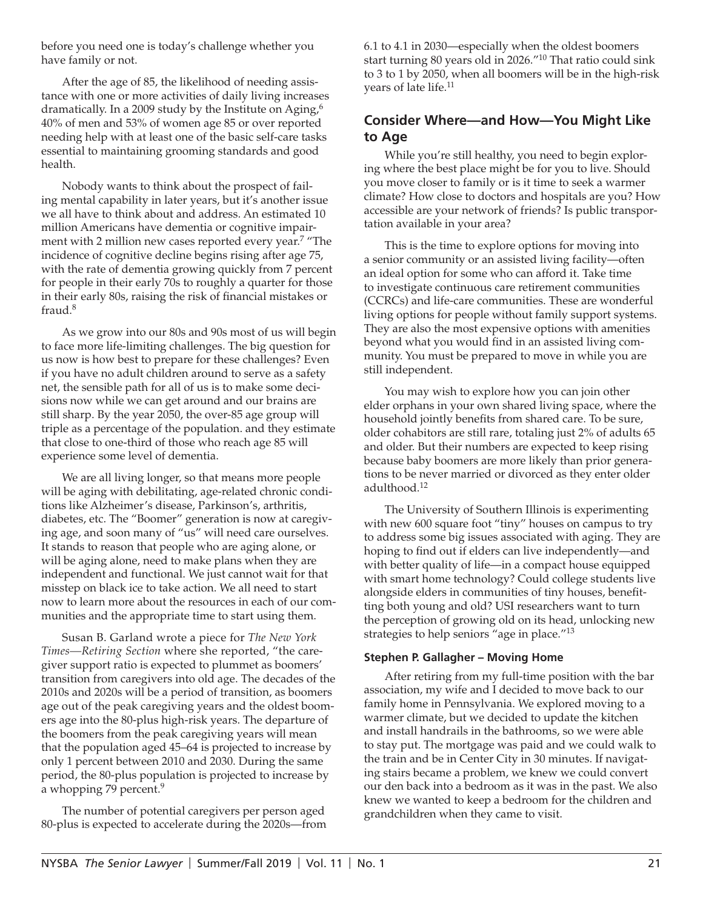before you need one is today's challenge whether you have family or not.

After the age of 85, the likelihood of needing assistance with one or more activities of daily living increases dramatically. In a 2009 study by the Institute on Aging,[6] 40% of men and 53% of women age 85 or over reported needing help with at least one of the basic self-care tasks essential to maintaining grooming standards and good health.

Nobody wants to think about the prospect of failing mental capability in later years, but it's another issue we all have to think about and address. An estimated 10 million Americans have dementia or cognitive impairment with 2 million new cases reported every year.[7] "The incidence of cognitive decline begins rising after age 75, with the rate of dementia growing quickly from 7 percent for people in their early 70s to roughly a quarter for those in their early 80s, raising the risk of financial mistakes or fraud.[8]

As we grow into our 80s and 90s most of us will begin to face more life-limiting challenges. The big question for us now is how best to prepare for these challenges? Even if you have no adult children around to serve as a safety net, the sensible path for all of us is to make some decisions now while we can get around and our brains are still sharp. By the year 2050, the over-85 age group will triple as a percentage of the population. and they estimate that close to one-third of those who reach age 85 will experience some level of dementia.

We are all living longer, so that means more people will be aging with debilitating, age-related chronic conditions like Alzheimer's disease, Parkinson's, arthritis, diabetes, etc. The "Boomer" generation is now at caregiving age, and soon many of "us" will need care ourselves. It stands to reason that people who are aging alone, or will be aging alone, need to make plans when they are independent and functional. We just cannot wait for that misstep on black ice to take action. We all need to start now to learn more about the resources in each of our communities and the appropriate time to start using them.

Susan B. Garland wrote a piece for *The New York Times—Retiring Section* where she reported, "the caregiver support ratio is expected to plummet as boomers' transition from caregivers into old age. The decades of the 2010s and 2020s will be a period of transition, as boomers age out of the peak caregiving years and the oldest boomers age into the 80-plus high-risk years. The departure of the boomers from the peak caregiving years will mean that the population aged 45–64 is projected to increase by only 1 percent between 2010 and 2030. During the same period, the 80-plus population is projected to increase by a whopping 79 percent.[9]

The number of potential caregivers per person aged 80-plus is expected to accelerate during the 2020s—from 6.1 to 4.1 in 2030—especially when the oldest boomers start turning 80 years old in 2026."[10] That ratio could sink to 3 to 1 by 2050, when all boomers will be in the high-risk years of late life.[11]

## Consider Where—and How—You Might Like to Age

While you're still healthy, you need to begin exploring where the best place might be for you to live. Should you move closer to family or is it time to seek a warmer climate? How close to doctors and hospitals are you? How accessible are your network of friends? Is public transportation available in your area?

This is the time to explore options for moving into a senior community or an assisted living facility—often an ideal option for some who can afford it. Take time to investigate continuous care retirement communities (CCRCs) and life-care communities. These are wonderful living options for people without family support systems. They are also the most expensive options with amenities beyond what you would find in an assisted living community. You must be prepared to move in while you are still independent.

You may wish to explore how you can join other elder orphans in your own shared living space, where the household jointly benefits from shared care. To be sure, older cohabitors are still rare, totaling just 2% of adults 65 and older. But their numbers are expected to keep rising because baby boomers are more likely than prior generations to be never married or divorced as they enter older adulthood.[12]

The University of Southern Illinois is experimenting with new 600 square foot "tiny" houses on campus to try to address some big issues associated with aging. They are hoping to find out if elders can live independently—and with better quality of life—in a compact house equipped with smart home technology? Could college students live alongside elders in communities of tiny houses, benefitting both young and old? USI researchers want to turn the perception of growing old on its head, unlocking new strategies to help seniors "age in place."[13]

#### Stephen P. Gallagher – Moving Home

After retiring from my full-time position with the bar association, my wife and I decided to move back to our family home in Pennsylvania. We explored moving to a warmer climate, but we decided to update the kitchen and install handrails in the bathrooms, so we were able to stay put. The mortgage was paid and we could walk to the train and be in Center City in 30 minutes. If navigating stairs became a problem, we knew we could convert our den back into a bedroom as it was in the past. We also knew we wanted to keep a bedroom for the children and grandchildren when they came to visit.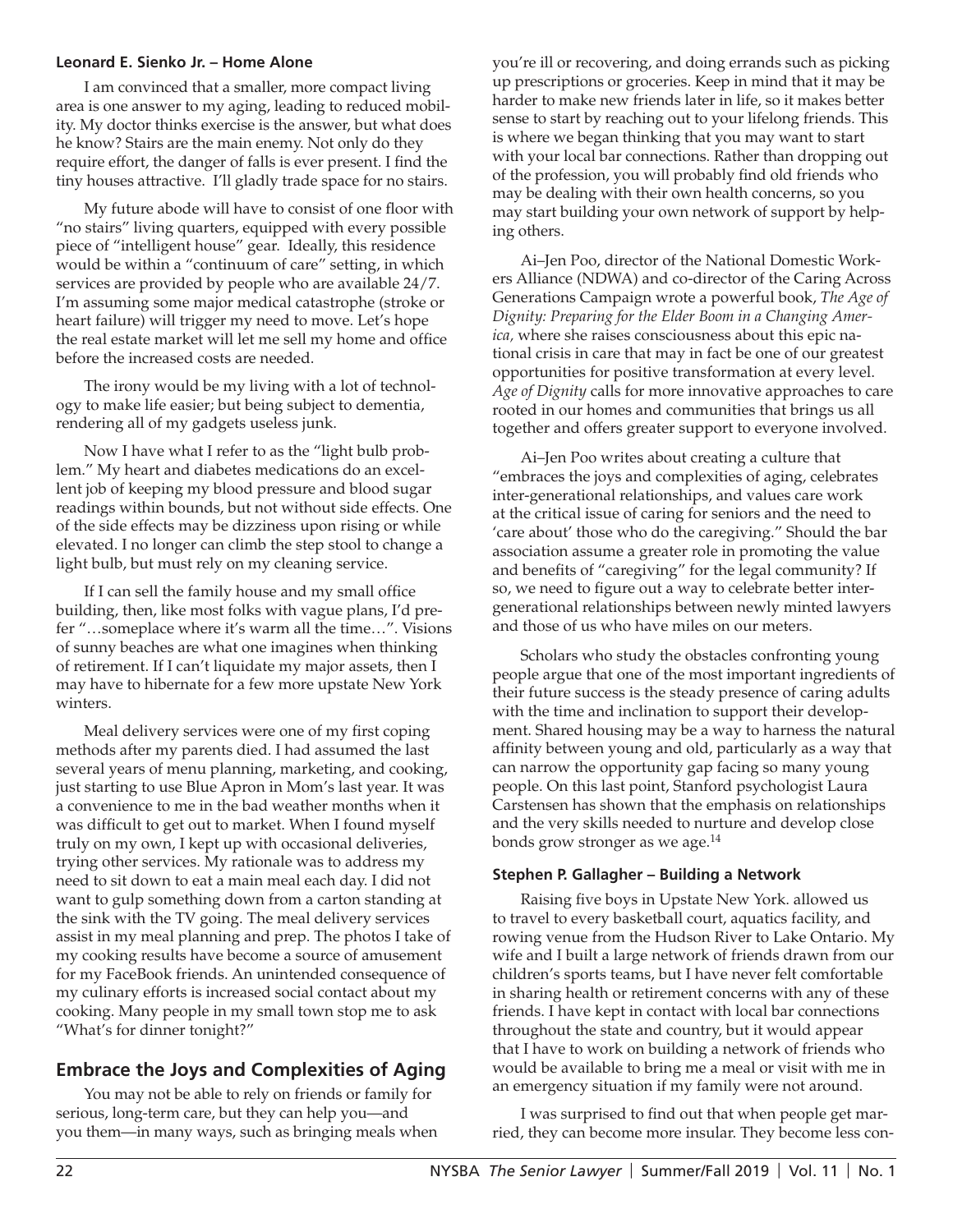**Leonard E. Sienko Jr. – Home Alone**

I am convinced that a smaller, more compact living area is one answer to my aging, leading to reduced mobility. My doctor thinks exercise is the answer, but what does he know? Stairs are the main enemy. Not only do they require effort, the danger of falls is ever present. I find the tiny houses attractive. I'll gladly trade space for no stairs.

My future abode will have to consist of one floor with "no stairs" living quarters, equipped with every possible piece of "intelligent house" gear. Ideally, this residence would be within a "continuum of care" setting, in which services are provided by people who are available 24/7. I'm assuming some major medical catastrophe (stroke or heart failure) will trigger my need to move. Let's hope the real estate market will let me sell my home and office before the increased costs are needed.

The irony would be my living with a lot of technology to make life easier; but being subject to dementia, rendering all of my gadgets useless junk.

Now I have what I refer to as the "light bulb problem." My heart and diabetes medications do an excellent job of keeping my blood pressure and blood sugar readings within bounds, but not without side effects. One of the side effects may be dizziness upon rising or while elevated. I no longer can climb the step stool to change a light bulb, but must rely on my cleaning service.

If I can sell the family house and my small office building, then, like most folks with vague plans, I'd prefer "…someplace where it's warm all the time…". Visions of sunny beaches are what one imagines when thinking of retirement. If I can't liquidate my major assets, then I may have to hibernate for a few more upstate New York winters.

Meal delivery services were one of my first coping methods after my parents died. I had assumed the last several years of menu planning, marketing, and cooking, just starting to use Blue Apron in Mom's last year. It was a convenience to me in the bad weather months when it was difficult to get out to market. When I found myself truly on my own, I kept up with occasional deliveries, trying other services. My rationale was to address my need to sit down to eat a main meal each day. I did not want to gulp something down from a carton standing at the sink with the TV going. The meal delivery services assist in my meal planning and prep. The photos I take of my cooking results have become a source of amusement for my FaceBook friends. An unintended consequence of my culinary efforts is increased social contact about my cooking. Many people in my small town stop me to ask "What's for dinner tonight?"

## Embrace the Joys and Complexities of Aging

You may not be able to rely on friends or family for serious, long-term care, but they can help you—and you them—in many ways, such as bringing meals when you're ill or recovering, and doing errands such as picking up prescriptions or groceries. Keep in mind that it may be harder to make new friends later in life, so it makes better sense to start by reaching out to your lifelong friends. This is where we began thinking that you may want to start with your local bar connections. Rather than dropping out of the profession, you will probably find old friends who may be dealing with their own health concerns, so you may start building your own network of support by helping others.

Ai–Jen Poo, director of the National Domestic Workers Alliance (NDWA) and co-director of the Caring Across Generations Campaign wrote a powerful book, *The Age of Dignity: Preparing for the Elder Boom in a Changing America,* where she raises consciousness about this epic national crisis in care that may in fact be one of our greatest opportunities for positive transformation at every level. *Age of Dignity* calls for more innovative approaches to care rooted in our homes and communities that brings us all together and offers greater support to everyone involved.

Ai–Jen Poo writes about creating a culture that "embraces the joys and complexities of aging, celebrates inter-generational relationships, and values care work at the critical issue of caring for seniors and the need to 'care about' those who do the caregiving." Should the bar association assume a greater role in promoting the value and benefits of "caregiving" for the legal community? If so, we need to figure out a way to celebrate better inter-generational relationships between newly minted lawyers and those of us who have miles on our meters.

Scholars who study the obstacles confronting young people argue that one of the most important ingredients of their future success is the steady presence of caring adults with the time and inclination to support their development. Shared housing may be a way to harness the natural affinity between young and old, particularly as a way that can narrow the opportunity gap facing so many young people. On this last point, Stanford psychologist Laura Carstensen has shown that the emphasis on relationships and the very skills needed to nurture and develop close bonds grow stronger as we age.[14]

**Stephen P. Gallagher – Building a Network**

Raising five boys in Upstate New York. allowed us to travel to every basketball court, aquatics facility, and rowing venue from the Hudson River to Lake Ontario. My wife and I built a large network of friends drawn from our children's sports teams, but I have never felt comfortable in sharing health or retirement concerns with any of these friends. I have kept in contact with local bar connections throughout the state and country, but it would appear that I have to work on building a network of friends who would be available to bring me a meal or visit with me in an emergency situation if my family were not around.

I was surprised to find out that when people get married, they can become more insular. They become less con-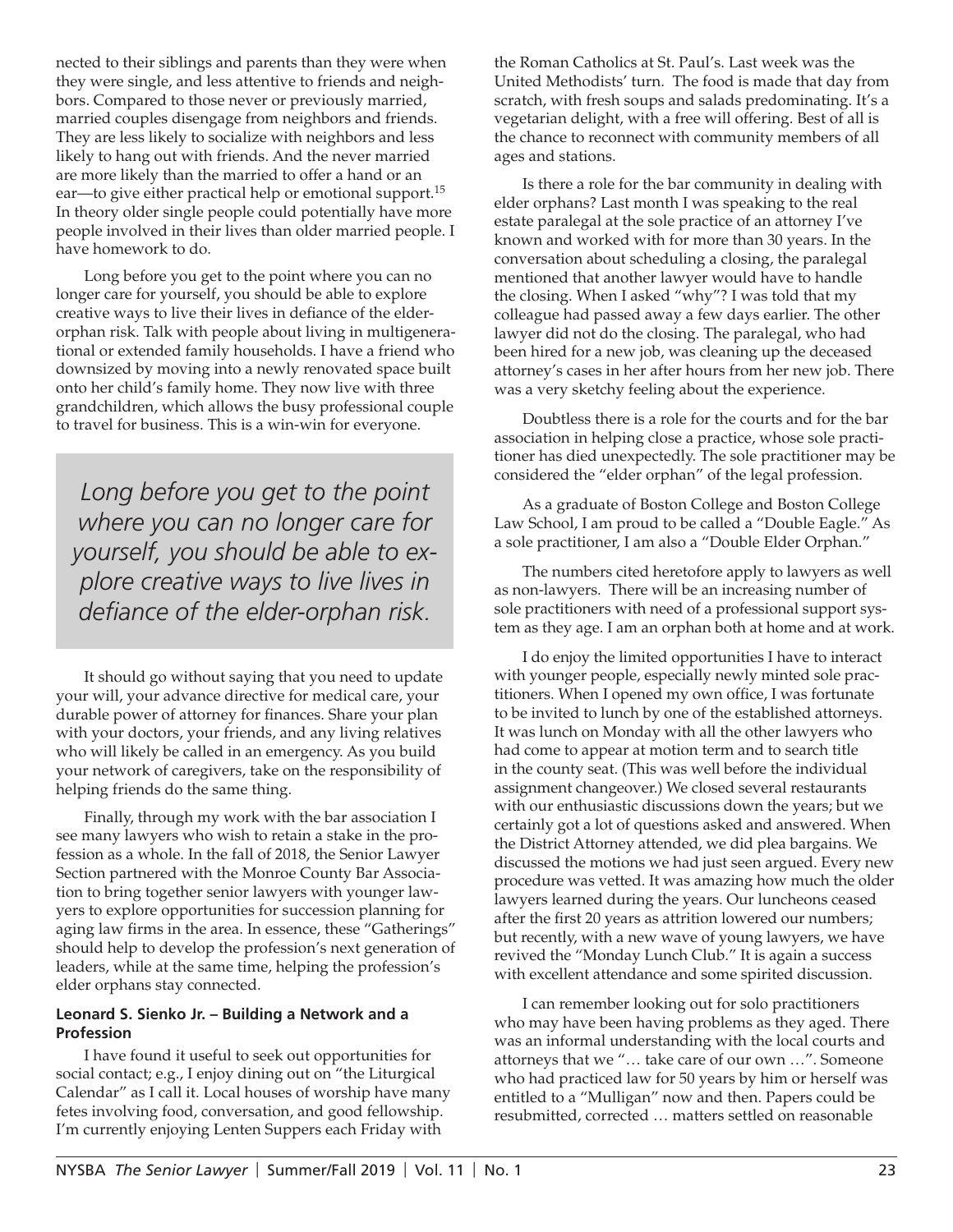nected to their siblings and parents than they were when they were single, and less attentive to friends and neighbors. Compared to those never or previously married, married couples disengage from neighbors and friends. They are less likely to socialize with neighbors and less likely to hang out with friends. And the never married are more likely than the married to offer a hand or an ear—to give either practical help or emotional support.[15] In theory older single people could potentially have more people involved in their lives than older married people. I have homework to do.

Long before you get to the point where you can no longer care for yourself, you should be able to explore creative ways to live their lives in defiance of the elder-orphan risk. Talk with people about living in multigenerational or extended family households. I have a friend who downsized by moving into a newly renovated space built onto her child's family home. They now live with three grandchildren, which allows the busy professional couple to travel for business. This is a win-win for everyone.

> *Long before you get to the point where you can no longer care for yourself, you should be able to explore creative ways to live lives in defiance of the elder-orphan risk.*

It should go without saying that you need to update your will, your advance directive for medical care, your durable power of attorney for finances. Share your plan with your doctors, your friends, and any living relatives who will likely be called in an emergency. As you build your network of caregivers, take on the responsibility of helping friends do the same thing.

Finally, through my work with the bar association I see many lawyers who wish to retain a stake in the profession as a whole. In the fall of 2018, the Senior Lawyer Section partnered with the Monroe County Bar Association to bring together senior lawyers with younger lawyers to explore opportunities for succession planning for aging law firms in the area. In essence, these "Gatherings" should help to develop the profession's next generation of leaders, while at the same time, helping the profession's elder orphans stay connected.

**Leonard S. Sienko Jr. – Building a Network and a Profession**

I have found it useful to seek out opportunities for social contact; e.g., I enjoy dining out on "the Liturgical Calendar" as I call it. Local houses of worship have many fetes involving food, conversation, and good fellowship. I'm currently enjoying Lenten Suppers each Friday with the Roman Catholics at St. Paul's. Last week was the United Methodists' turn. The food is made that day from scratch, with fresh soups and salads predominating. It's a vegetarian delight, with a free will offering. Best of all is the chance to reconnect with community members of all ages and stations.

Is there a role for the bar community in dealing with elder orphans? Last month I was speaking to the real estate paralegal at the sole practice of an attorney I've known and worked with for more than 30 years. In the conversation about scheduling a closing, the paralegal mentioned that another lawyer would have to handle the closing. When I asked "why"? I was told that my colleague had passed away a few days earlier. The other lawyer did not do the closing. The paralegal, who had been hired for a new job, was cleaning up the deceased attorney's cases in her after hours from her new job. There was a very sketchy feeling about the experience.

Doubtless there is a role for the courts and for the bar association in helping close a practice, whose sole practitioner has died unexpectedly. The sole practitioner may be considered the "elder orphan" of the legal profession.

As a graduate of Boston College and Boston College Law School, I am proud to be called a "Double Eagle." As a sole practitioner, I am also a "Double Elder Orphan."

The numbers cited heretofore apply to lawyers as well as non-lawyers. There will be an increasing number of sole practitioners with need of a professional support system as they age. I am an orphan both at home and at work.

I do enjoy the limited opportunities I have to interact with younger people, especially newly minted sole practitioners. When I opened my own office, I was fortunate to be invited to lunch by one of the established attorneys. It was lunch on Monday with all the other lawyers who had come to appear at motion term and to search title in the county seat. (This was well before the individual assignment changeover.) We closed several restaurants with our enthusiastic discussions down the years; but we certainly got a lot of questions asked and answered. When the District Attorney attended, we did plea bargains. We discussed the motions we had just seen argued. Every new procedure was vetted. It was amazing how much the older lawyers learned during the years. Our luncheons ceased after the first 20 years as attrition lowered our numbers; but recently, with a new wave of young lawyers, we have revived the "Monday Lunch Club." It is again a success with excellent attendance and some spirited discussion.

I can remember looking out for solo practitioners who may have been having problems as they aged. There was an informal understanding with the local courts and attorneys that we "… take care of our own …". Someone who had practiced law for 50 years by him or herself was entitled to a "Mulligan" now and then. Papers could be resubmitted, corrected … matters settled on reasonable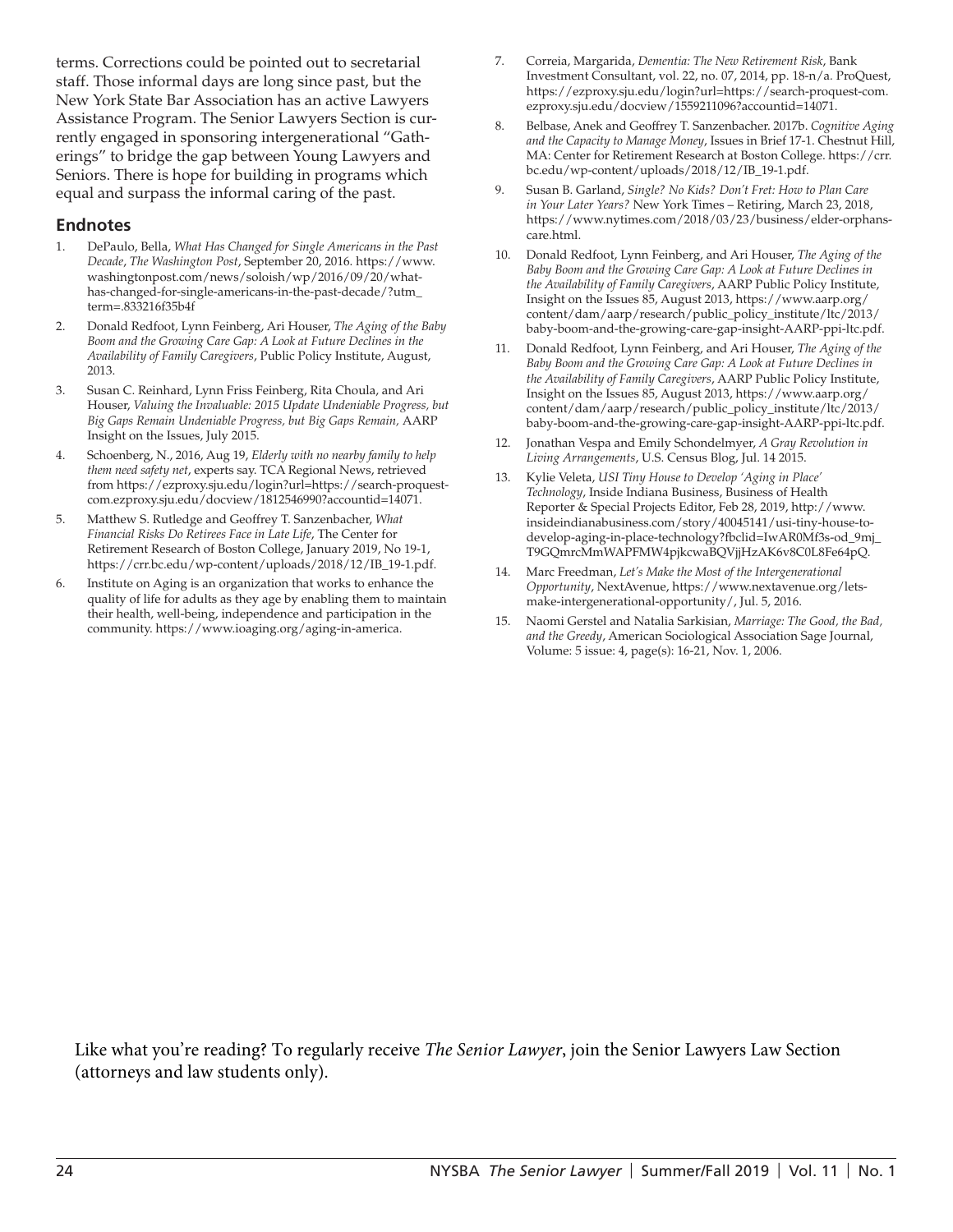terms. Corrections could be pointed out to secretarial staff. Those informal days are long since past, but the New York State Bar Association has an active Lawyers Assistance Program. The Senior Lawyers Section is currently engaged in sponsoring intergenerational "Gatherings" to bridge the gap between Young Lawyers and Seniors. There is hope for building in programs which equal and surpass the informal caring of the past.

## Endnotes

1. DePaulo, Bella, *What Has Changed for Single Americans in the Past Decade*, *The Washington Post*, September 20, 2016. https://www.washingtonpost.com/news/soloish/wp/2016/09/20/what-has-changed-for-single-americans-in-the-past-decade/?utm_term=.833216f35b4f
2. Donald Redfoot, Lynn Feinberg, Ari Houser, *The Aging of the Baby Boom and the Growing Care Gap: A Look at Future Declines in the Availability of Family Caregivers*, Public Policy Institute, August, 2013.
3. Susan C. Reinhard, Lynn Friss Feinberg, Rita Choula, and Ari Houser, *Valuing the Invaluable: 2015 Update Undeniable Progress, but Big Gaps Remain Undeniable Progress, but Big Gaps Remain,* AARP Insight on the Issues, July 2015.
4. Schoenberg, N., 2016, Aug 19, *Elderly with no nearby family to help them need safety net*, experts say. TCA Regional News, retrieved from https://ezproxy.sju.edu/login?url=https://search-proquest-com.ezproxy.sju.edu/docview/1812546990?accountid=14071.
5. Matthew S. Rutledge and Geoffrey T. Sanzenbacher, *What Financial Risks Do Retirees Face in Late Life*, The Center for Retirement Research of Boston College, January 2019, No 19-1, https://crr.bc.edu/wp-content/uploads/2018/12/IB_19-1.pdf.
6. Institute on Aging is an organization that works to enhance the quality of life for adults as they age by enabling them to maintain their health, well-being, independence and participation in the community. https://www.ioaging.org/aging-in-america.
7. Correia, Margarida, *Dementia: The New Retirement Risk*, Bank Investment Consultant, vol. 22, no. 07, 2014, pp. 18-n/a. ProQuest, https://ezproxy.sju.edu/login?url=https://search-proquest-com.ezproxy.sju.edu/docview/1559211096?accountid=14071.
8. Belbase, Anek and Geoffrey T. Sanzenbacher. 2017b. *Cognitive Aging and the Capacity to Manage Money*, Issues in Brief 17-1. Chestnut Hill, MA: Center for Retirement Research at Boston College. https://crr.bc.edu/wp-content/uploads/2018/12/IB_19-1.pdf.
9. Susan B. Garland, *Single? No Kids? Don't Fret: How to Plan Care in Your Later Years?* New York Times – Retiring, March 23, 2018, https://www.nytimes.com/2018/03/23/business/elder-orphans-care.html.
10. Donald Redfoot, Lynn Feinberg, and Ari Houser, *The Aging of the Baby Boom and the Growing Care Gap: A Look at Future Declines in the Availability of Family Caregivers*, AARP Public Policy Institute, Insight on the Issues 85, August 2013, https://www.aarp.org/content/dam/aarp/research/public_policy_institute/ltc/2013/baby-boom-and-the-growing-care-gap-insight-AARP-ppi-ltc.pdf.
11. Donald Redfoot, Lynn Feinberg, and Ari Houser, *The Aging of the Baby Boom and the Growing Care Gap: A Look at Future Declines in the Availability of Family Caregivers*, AARP Public Policy Institute, Insight on the Issues 85, August 2013, https://www.aarp.org/content/dam/aarp/research/public_policy_institute/ltc/2013/baby-boom-and-the-growing-care-gap-insight-AARP-ppi-ltc.pdf.
12. Jonathan Vespa and Emily Schondelmyer, *A Gray Revolution in Living Arrangements*, U.S. Census Blog, Jul. 14 2015.
13. Kylie Veleta, *USI Tiny House to Develop 'Aging in Place' Technology*, Inside Indiana Business, Business of Health Reporter & Special Projects Editor, Feb 28, 2019, http://www.insideindianabusiness.com/story/40045141/usi-tiny-house-to-develop-aging-in-place-technology?fbclid=IwAR0Mf3s-od_9mj_T9GQmrcMmWAPFMW4pjkcwaBQVjjHzAK6v8C0L8Fe64pQ.
14. Marc Freedman, *Let's Make the Most of the Intergenerational Opportunity*, NextAvenue, https://www.nextavenue.org/lets-make-intergenerational-opportunity/, Jul. 5, 2016.
15. Naomi Gerstel and Natalia Sarkisian, *Marriage: The Good, the Bad, and the Greedy*, American Sociological Association Sage Journal, Volume: 5 issue: 4, page(s): 16-21, Nov. 1, 2006.

Like what you're reading? To regularly receive *The Senior Lawyer*, join the Senior Lawyers Law Section (attorneys and law students only).